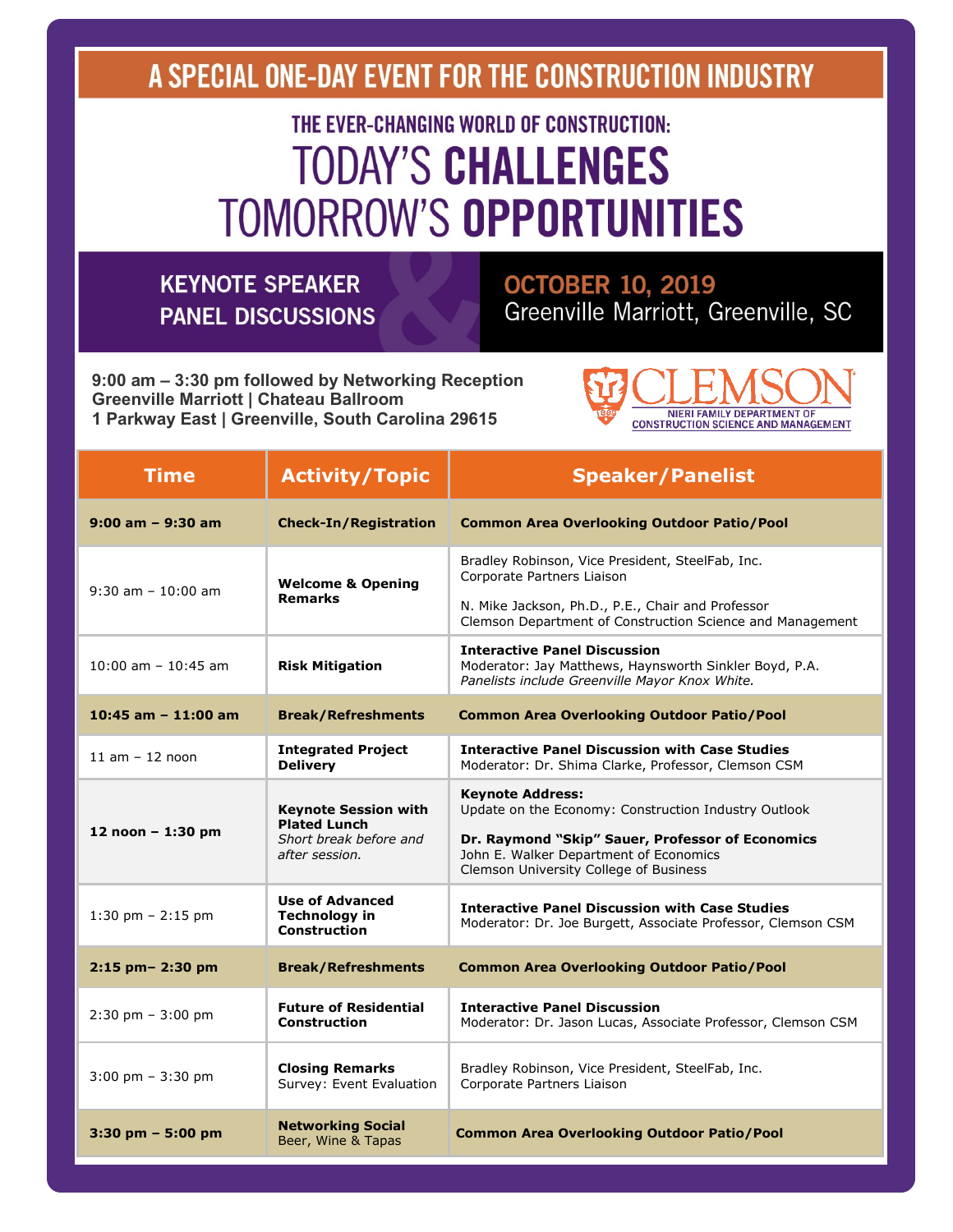# A SPECIAL ONE-DAY EVENT FOR THE CONSTRUCTION INDUSTRY

## THE EVER-CHANGING WORLD OF CONSTRUCTION:

# TODAY'S **CHALLENGES** TOMORROW'S **OPPORTUNITIES**

**KEYNOTE SPEAKER & PANEL DISCUSSIONS**

**OCTOBER 10, 2019**
Greenville Marriott, Greenville, SC

**9:00 am – 3:30 pm followed by Networking Reception**
**Greenville Marriott | Chateau Ballroom**
**1 Parkway East | Greenville, South Carolina 29615**

CLEMSON
NIERI FAMILY DEPARTMENT OF CONSTRUCTION SCIENCE AND MANAGEMENT

| Time | Activity/Topic | Speaker/Panelist |
|---|---|---|
| **9:00 am – 9:30 am** | **Check-In/Registration** | **Common Area Overlooking Outdoor Patio/Pool** |
| 9:30 am – 10:00 am | **Welcome & Opening Remarks** | Bradley Robinson, Vice President, SteelFab, Inc.<br>Corporate Partners Liaison<br><br>N. Mike Jackson, Ph.D., P.E., Chair and Professor<br>Clemson Department of Construction Science and Management |
| 10:00 am – 10:45 am | **Risk Mitigation** | **Interactive Panel Discussion**<br>Moderator: Jay Matthews, Haynsworth Sinkler Boyd, P.A.<br>*Panelists include Greenville Mayor Knox White.* |
| **10:45 am – 11:00 am** | **Break/Refreshments** | **Common Area Overlooking Outdoor Patio/Pool** |
| 11 am – 12 noon | **Integrated Project Delivery** | **Interactive Panel Discussion with Case Studies**<br>Moderator: Dr. Shima Clarke, Professor, Clemson CSM |
| **12 noon – 1:30 pm** | **Keynote Session with Plated Lunch**<br>*Short break before and after session.* | **Keynote Address:**<br>Update on the Economy: Construction Industry Outlook<br><br>**Dr. Raymond "Skip" Sauer, Professor of Economics**<br>John E. Walker Department of Economics<br>Clemson University College of Business |
| 1:30 pm – 2:15 pm | **Use of Advanced Technology in Construction** | **Interactive Panel Discussion with Case Studies**<br>Moderator: Dr. Joe Burgett, Associate Professor, Clemson CSM |
| **2:15 pm– 2:30 pm** | **Break/Refreshments** | **Common Area Overlooking Outdoor Patio/Pool** |
| 2:30 pm – 3:00 pm | **Future of Residential Construction** | **Interactive Panel Discussion**<br>Moderator: Dr. Jason Lucas, Associate Professor, Clemson CSM |
| 3:00 pm – 3:30 pm | **Closing Remarks**<br>Survey: Event Evaluation | Bradley Robinson, Vice President, SteelFab, Inc.<br>Corporate Partners Liaison |
| **3:30 pm – 5:00 pm** | **Networking Social**<br>Beer, Wine & Tapas | **Common Area Overlooking Outdoor Patio/Pool** |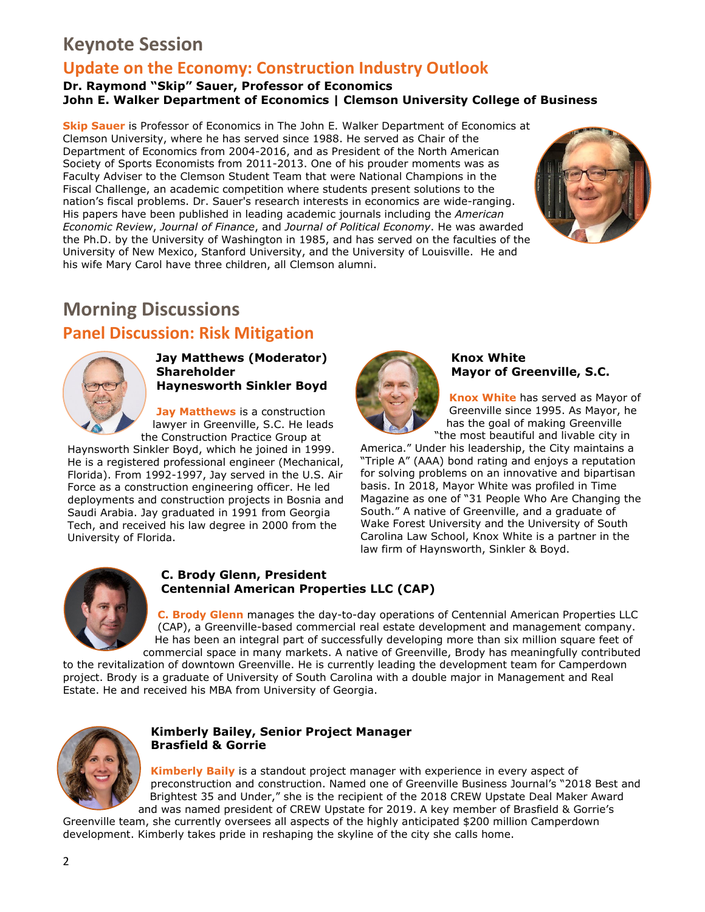# Keynote Session

## Update on the Economy: Construction Industry Outlook

**Dr. Raymond "Skip" Sauer, Professor of Economics**
**John E. Walker Department of Economics | Clemson University College of Business**

**Skip Sauer** is Professor of Economics in The John E. Walker Department of Economics at Clemson University, where he has served since 1988. He served as Chair of the Department of Economics from 2004-2016, and as President of the North American Society of Sports Economists from 2011-2013. One of his prouder moments was as Faculty Adviser to the Clemson Student Team that were National Champions in the Fiscal Challenge, an academic competition where students present solutions to the nation's fiscal problems. Dr. Sauer's research interests in economics are wide-ranging. His papers have been published in leading academic journals including the *American Economic Review*, *Journal of Finance*, and *Journal of Political Economy*. He was awarded the Ph.D. by the University of Washington in 1985, and has served on the faculties of the University of New Mexico, Stanford University, and the University of Louisville. He and his wife Mary Carol have three children, all Clemson alumni.

# Morning Discussions

## Panel Discussion: Risk Mitigation

**Jay Matthews (Moderator)**
**Shareholder**
**Haynesworth Sinkler Boyd**

**Jay Matthews** is a construction lawyer in Greenville, S.C. He leads the Construction Practice Group at Haynsworth Sinkler Boyd, which he joined in 1999. He is a registered professional engineer (Mechanical, Florida). From 1992-1997, Jay served in the U.S. Air Force as a construction engineering officer. He led deployments and construction projects in Bosnia and Saudi Arabia. Jay graduated in 1991 from Georgia Tech, and received his law degree in 2000 from the University of Florida.

**Knox White**
**Mayor of Greenville, S.C.**

**Knox White** has served as Mayor of Greenville since 1995. As Mayor, he has the goal of making Greenville "the most beautiful and livable city in America." Under his leadership, the City maintains a "Triple A" (AAA) bond rating and enjoys a reputation for solving problems on an innovative and bipartisan basis. In 2018, Mayor White was profiled in Time Magazine as one of "31 People Who Are Changing the South." A native of Greenville, and a graduate of Wake Forest University and the University of South Carolina Law School, Knox White is a partner in the law firm of Haynsworth, Sinkler & Boyd.

**C. Brody Glenn, President**
**Centennial American Properties LLC (CAP)**

**C. Brody Glenn** manages the day-to-day operations of Centennial American Properties LLC (CAP), a Greenville-based commercial real estate development and management company. He has been an integral part of successfully developing more than six million square feet of commercial space in many markets. A native of Greenville, Brody has meaningfully contributed to the revitalization of downtown Greenville. He is currently leading the development team for Camperdown project. Brody is a graduate of University of South Carolina with a double major in Management and Real Estate. He and received his MBA from University of Georgia.

**Kimberly Bailey, Senior Project Manager**
**Brasfield & Gorrie**

**Kimberly Baily** is a standout project manager with experience in every aspect of preconstruction and construction. Named one of Greenville Business Journal's "2018 Best and Brightest 35 and Under," she is the recipient of the 2018 CREW Upstate Deal Maker Award and was named president of CREW Upstate for 2019. A key member of Brasfield & Gorrie's Greenville team, she currently oversees all aspects of the highly anticipated $200 million Camperdown development. Kimberly takes pride in reshaping the skyline of the city she calls home.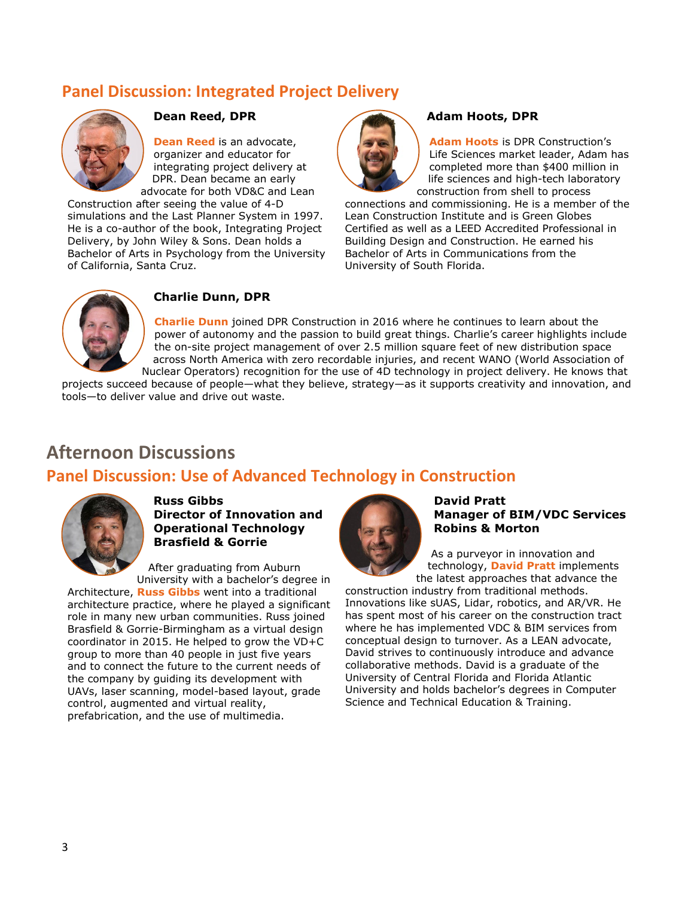## Panel Discussion: Integrated Project Delivery

### Dean Reed, DPR

**Dean Reed** is an advocate, organizer and educator for integrating project delivery at DPR. Dean became an early advocate for both VD&C and Lean Construction after seeing the value of 4-D simulations and the Last Planner System in 1997. He is a co-author of the book, Integrating Project Delivery, by John Wiley & Sons. Dean holds a Bachelor of Arts in Psychology from the University of California, Santa Cruz.

### Adam Hoots, DPR

**Adam Hoots** is DPR Construction's Life Sciences market leader, Adam has completed more than $400 million in life sciences and high-tech laboratory construction from shell to process connections and commissioning. He is a member of the Lean Construction Institute and is Green Globes Certified as well as a LEED Accredited Professional in Building Design and Construction. He earned his Bachelor of Arts in Communications from the University of South Florida.

### Charlie Dunn, DPR

**Charlie Dunn** joined DPR Construction in 2016 where he continues to learn about the power of autonomy and the passion to build great things. Charlie's career highlights include the on-site project management of over 2.5 million square feet of new distribution space across North America with zero recordable injuries, and recent WANO (World Association of Nuclear Operators) recognition for the use of 4D technology in project delivery. He knows that projects succeed because of people—what they believe, strategy—as it supports creativity and innovation, and tools—to deliver value and drive out waste.

# Afternoon Discussions

## Panel Discussion: Use of Advanced Technology in Construction

### Russ Gibbs
### Director of Innovation and Operational Technology
### Brasfield & Gorrie

After graduating from Auburn University with a bachelor's degree in Architecture, **Russ Gibbs** went into a traditional architecture practice, where he played a significant role in many new urban communities. Russ joined Brasfield & Gorrie-Birmingham as a virtual design coordinator in 2015. He helped to grow the VD+C group to more than 40 people in just five years and to connect the future to the current needs of the company by guiding its development with UAVs, laser scanning, model-based layout, grade control, augmented and virtual reality, prefabrication, and the use of multimedia.

### David Pratt
### Manager of BIM/VDC Services
### Robins & Morton

As a purveyor in innovation and technology, **David Pratt** implements the latest approaches that advance the construction industry from traditional methods. Innovations like sUAS, Lidar, robotics, and AR/VR. He has spent most of his career on the construction tract where he has implemented VDC & BIM services from conceptual design to turnover. As a LEAN advocate, David strives to continuously introduce and advance collaborative methods. David is a graduate of the University of Central Florida and Florida Atlantic University and holds bachelor's degrees in Computer Science and Technical Education & Training.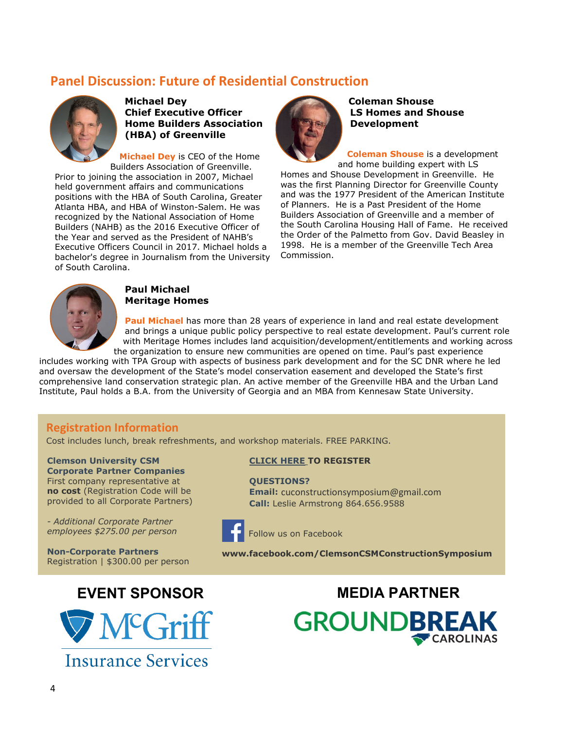## Panel Discussion: Future of Residential Construction

**Michael Dey**
**Chief Executive Officer**
**Home Builders Association (HBA) of Greenville**

**Michael Dey** is CEO of the Home Builders Association of Greenville. Prior to joining the association in 2007, Michael held government affairs and communications positions with the HBA of South Carolina, Greater Atlanta HBA, and HBA of Winston-Salem. He was recognized by the National Association of Home Builders (NAHB) as the 2016 Executive Officer of the Year and served as the President of NAHB's Executive Officers Council in 2017. Michael holds a bachelor's degree in Journalism from the University of South Carolina.

**Coleman Shouse**
**LS Homes and Shouse Development**

**Coleman Shouse** is a development and home building expert with LS Homes and Shouse Development in Greenville. He was the first Planning Director for Greenville County and was the 1977 President of the American Institute of Planners. He is a Past President of the Home Builders Association of Greenville and a member of the South Carolina Housing Hall of Fame. He received the Order of the Palmetto from Gov. David Beasley in 1998. He is a member of the Greenville Tech Area Commission.

**Paul Michael**
**Meritage Homes**

**Paul Michael** has more than 28 years of experience in land and real estate development and brings a unique public policy perspective to real estate development. Paul's current role with Meritage Homes includes land acquisition/development/entitlements and working across the organization to ensure new communities are opened on time. Paul's past experience includes working with TPA Group with aspects of business park development and for the SC DNR where he led and oversaw the development of the State's model conservation easement and developed the State's first comprehensive land conservation strategic plan. An active member of the Greenville HBA and the Urban Land Institute, Paul holds a B.A. from the University of Georgia and an MBA from Kennesaw State University.

## Registration Information

Cost includes lunch, break refreshments, and workshop materials. FREE PARKING.

**Clemson University CSM Corporate Partner Companies**
First company representative at **no cost** (Registration Code will be provided to all Corporate Partners)

*- Additional Corporate Partner employees $275.00 per person*

**Non-Corporate Partners**
Registration | $300.00 per person

**CLICK HERE TO REGISTER**

**QUESTIONS?**
**Email:** cuconstructionsymposium@gmail.com
**Call:** Leslie Armstrong 864.656.9588

Follow us on Facebook

**www.facebook.com/ClemsonCSMConstructionSymposium**

## EVENT SPONSOR

McGriff Insurance Services

## MEDIA PARTNER

GROUNDBREAK CAROLINAS